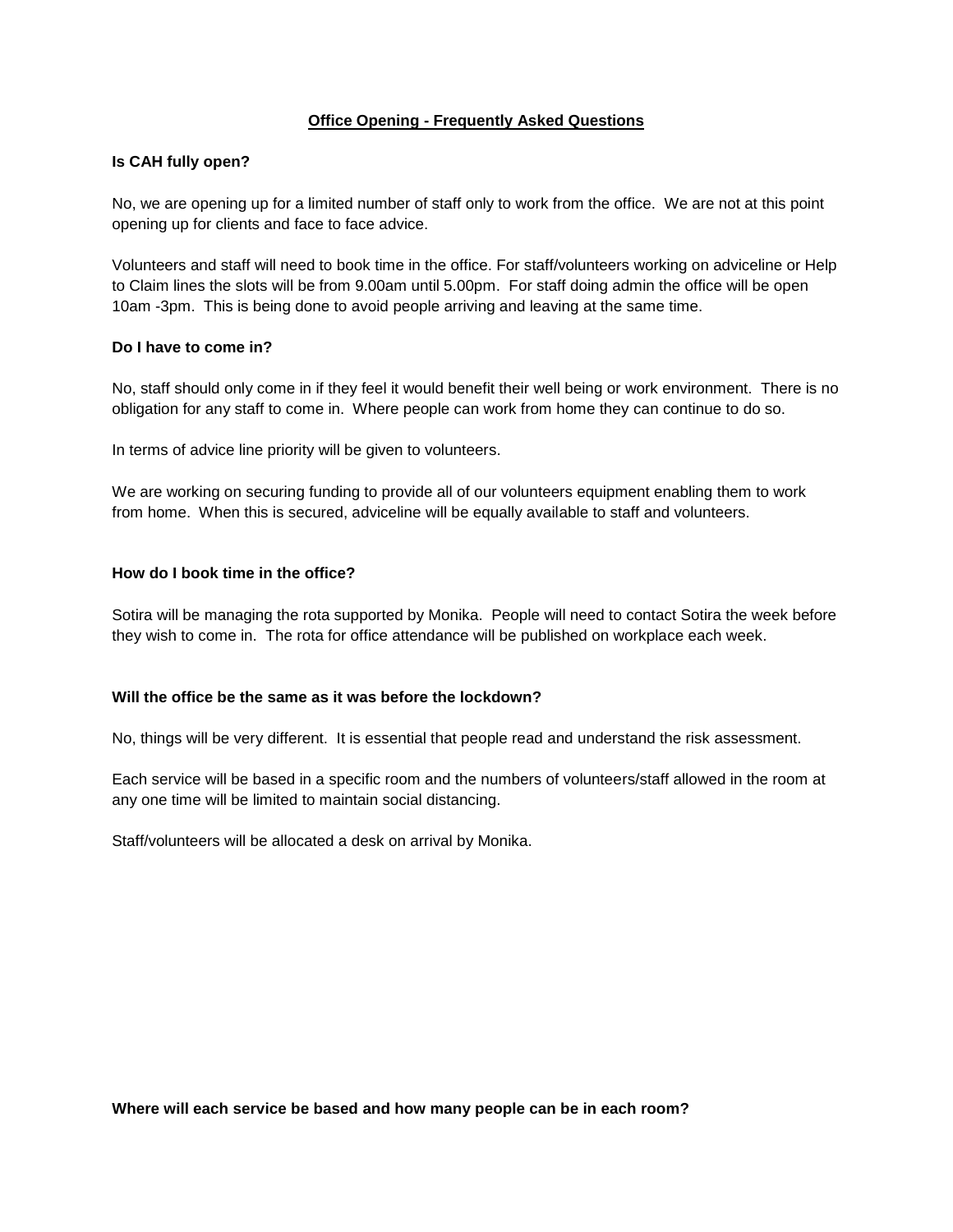# Office Opening - Frequently Asked Questions

**Is CAH fully open?**

No, we are opening up for a limited number of staff only to work from the office. We are not at this point opening up for clients and face to face advice.

Volunteers and staff will need to book time in the office. For staff/volunteers working on adviceline or Help to Claim lines the slots will be from 9.00am until 5.00pm. For staff doing admin the office will be open 10am -3pm. This is being done to avoid people arriving and leaving at the same time.

**Do I have to come in?**

No, staff should only come in if they feel it would benefit their well being or work environment. There is no obligation for any staff to come in. Where people can work from home they can continue to do so.

In terms of advice line priority will be given to volunteers.

We are working on securing funding to provide all of our volunteers equipment enabling them to work from home. When this is secured, adviceline will be equally available to staff and volunteers.

**How do I book time in the office?**

Sotira will be managing the rota supported by Monika. People will need to contact Sotira the week before they wish to come in. The rota for office attendance will be published on workplace each week.

**Will the office be the same as it was before the lockdown?**

No, things will be very different. It is essential that people read and understand the risk assessment.

Each service will be based in a specific room and the numbers of volunteers/staff allowed in the room at any one time will be limited to maintain social distancing.

Staff/volunteers will be allocated a desk on arrival by Monika.

**Where will each service be based and how many people can be in each room?**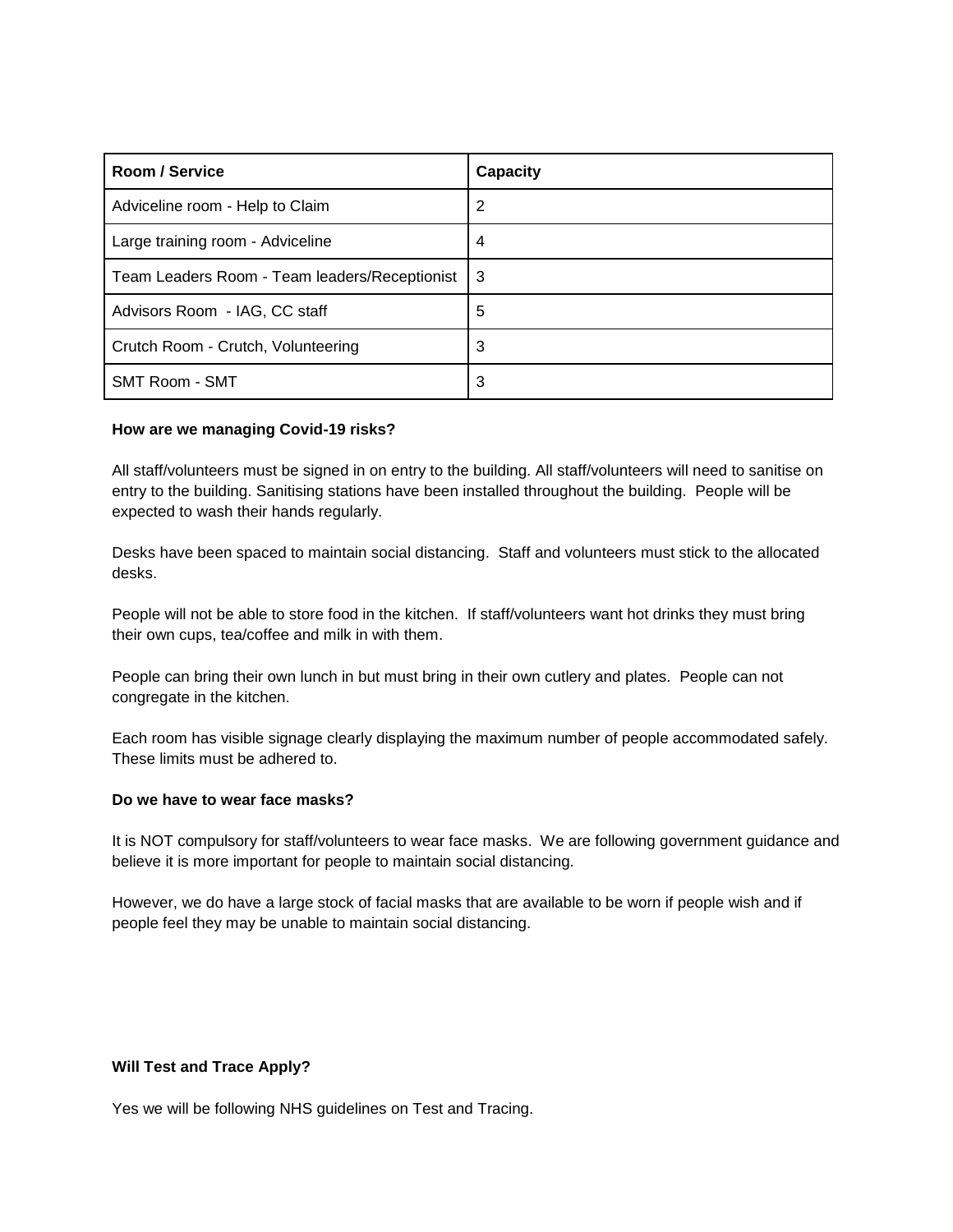| Room / Service | Capacity |
| --- | --- |
| Adviceline room - Help to Claim | 2 |
| Large training room - Adviceline | 4 |
| Team Leaders Room - Team leaders/Receptionist | 3 |
| Advisors Room - IAG, CC staff | 5 |
| Crutch Room - Crutch, Volunteering | 3 |
| SMT Room - SMT | 3 |

**How are we managing Covid-19 risks?**

All staff/volunteers must be signed in on entry to the building. All staff/volunteers will need to sanitise on entry to the building. Sanitising stations have been installed throughout the building. People will be expected to wash their hands regularly.

Desks have been spaced to maintain social distancing. Staff and volunteers must stick to the allocated desks.

People will not be able to store food in the kitchen. If staff/volunteers want hot drinks they must bring their own cups, tea/coffee and milk in with them.

People can bring their own lunch in but must bring in their own cutlery and plates. People can not congregate in the kitchen.

Each room has visible signage clearly displaying the maximum number of people accommodated safely. These limits must be adhered to.

**Do we have to wear face masks?**

It is NOT compulsory for staff/volunteers to wear face masks. We are following government guidance and believe it is more important for people to maintain social distancing.

However, we do have a large stock of facial masks that are available to be worn if people wish and if people feel they may be unable to maintain social distancing.

**Will Test and Trace Apply?**

Yes we will be following NHS guidelines on Test and Tracing.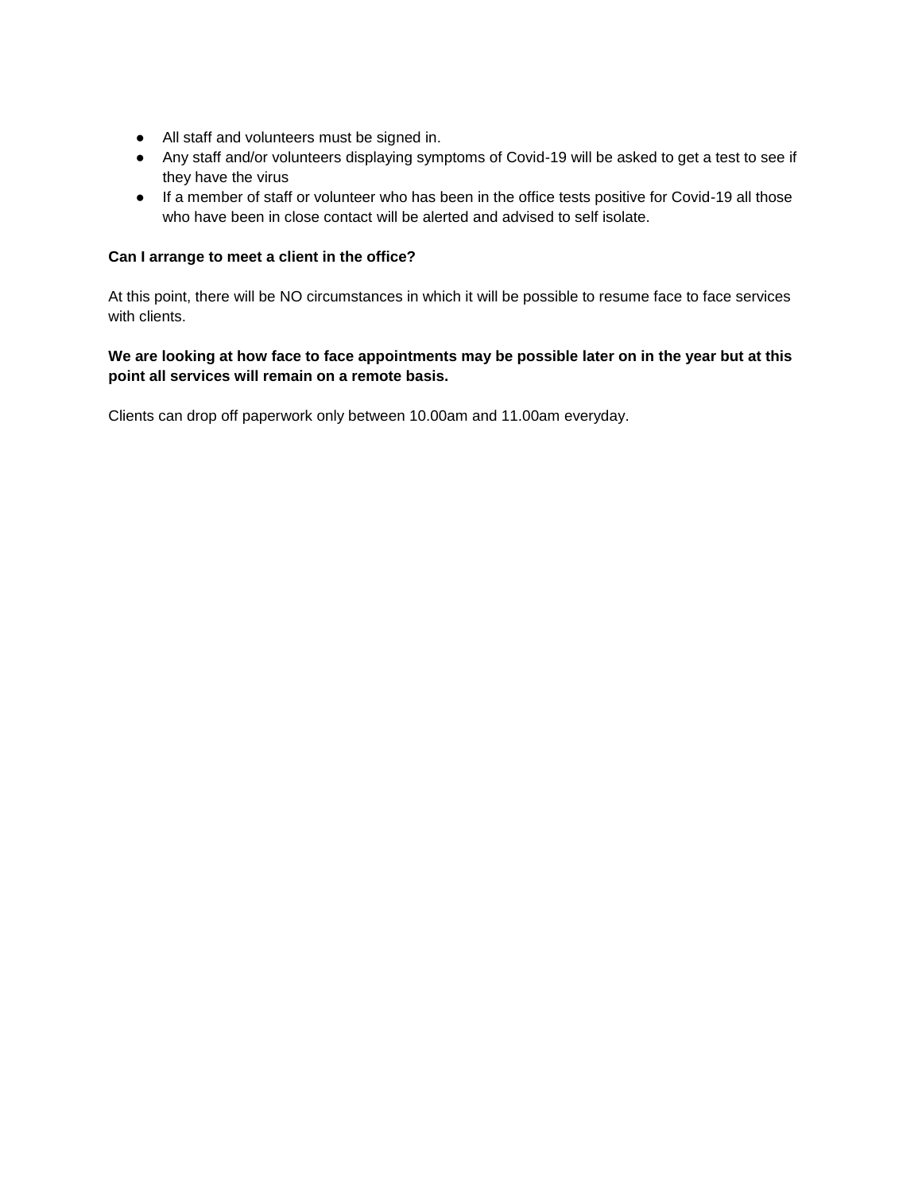- All staff and volunteers must be signed in.
- Any staff and/or volunteers displaying symptoms of Covid-19 will be asked to get a test to see if they have the virus
- If a member of staff or volunteer who has been in the office tests positive for Covid-19 all those who have been in close contact will be alerted and advised to self isolate.

**Can I arrange to meet a client in the office?**

At this point, there will be NO circumstances in which it will be possible to resume face to face services with clients.

**We are looking at how face to face appointments may be possible later on in the year but at this point all services will remain on a remote basis.**

Clients can drop off paperwork only between 10.00am and 11.00am everyday.